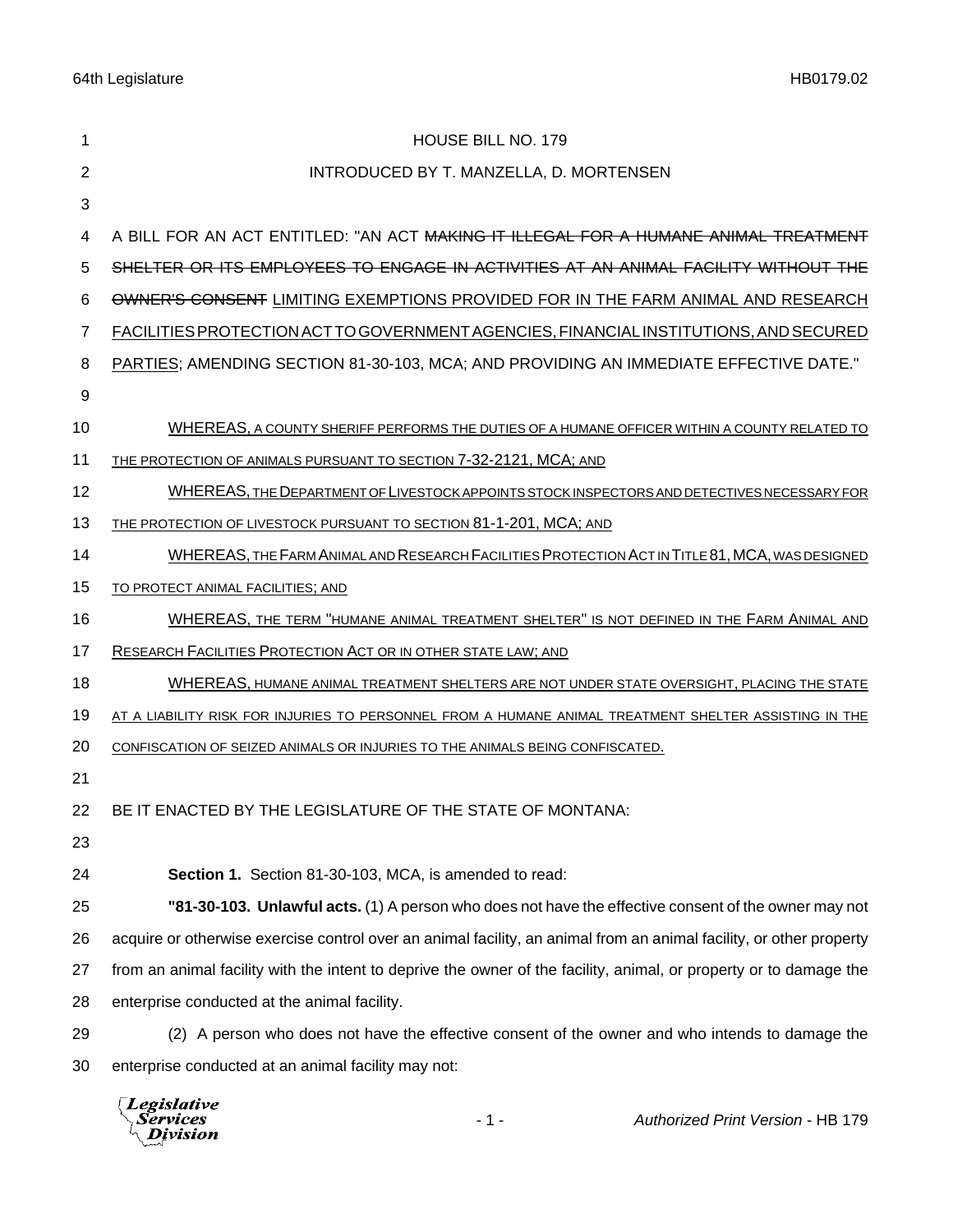# HOUSE BILL NO. 179

INTRODUCED BY T. MANZELLA, D. MORTENSEN

A BILL FOR AN ACT ENTITLED: "AN ACT ~~MAKING IT ILLEGAL FOR A HUMANE ANIMAL TREATMENT SHELTER OR ITS EMPLOYEES TO ENGAGE IN ACTIVITIES AT AN ANIMAL FACILITY WITHOUT THE OWNER'S CONSENT~~ LIMITING EXEMPTIONS PROVIDED FOR IN THE FARM ANIMAL AND RESEARCH FACILITIES PROTECTION ACT TO GOVERNMENT AGENCIES, FINANCIAL INSTITUTIONS, AND SECURED PARTIES; AMENDING SECTION 81-30-103, MCA; AND PROVIDING AN IMMEDIATE EFFECTIVE DATE."

WHEREAS, A COUNTY SHERIFF PERFORMS THE DUTIES OF A HUMANE OFFICER WITHIN A COUNTY RELATED TO THE PROTECTION OF ANIMALS PURSUANT TO SECTION 7-32-2121, MCA; AND

WHEREAS, THE DEPARTMENT OF LIVESTOCK APPOINTS STOCK INSPECTORS AND DETECTIVES NECESSARY FOR THE PROTECTION OF LIVESTOCK PURSUANT TO SECTION 81-1-201, MCA; AND

WHEREAS, THE FARM ANIMAL AND RESEARCH FACILITIES PROTECTION ACT IN TITLE 81, MCA, WAS DESIGNED TO PROTECT ANIMAL FACILITIES; AND

WHEREAS, THE TERM "HUMANE ANIMAL TREATMENT SHELTER" IS NOT DEFINED IN THE FARM ANIMAL AND RESEARCH FACILITIES PROTECTION ACT OR IN OTHER STATE LAW; AND

WHEREAS, HUMANE ANIMAL TREATMENT SHELTERS ARE NOT UNDER STATE OVERSIGHT, PLACING THE STATE AT A LIABILITY RISK FOR INJURIES TO PERSONNEL FROM A HUMANE ANIMAL TREATMENT SHELTER ASSISTING IN THE CONFISCATION OF SEIZED ANIMALS OR INJURIES TO THE ANIMALS BEING CONFISCATED.

BE IT ENACTED BY THE LEGISLATURE OF THE STATE OF MONTANA:

**Section 1.** Section 81-30-103, MCA, is amended to read:

**"81-30-103. Unlawful acts.** (1) A person who does not have the effective consent of the owner may not acquire or otherwise exercise control over an animal facility, an animal from an animal facility, or other property from an animal facility with the intent to deprive the owner of the facility, animal, or property or to damage the enterprise conducted at the animal facility.

(2) A person who does not have the effective consent of the owner and who intends to damage the enterprise conducted at an animal facility may not: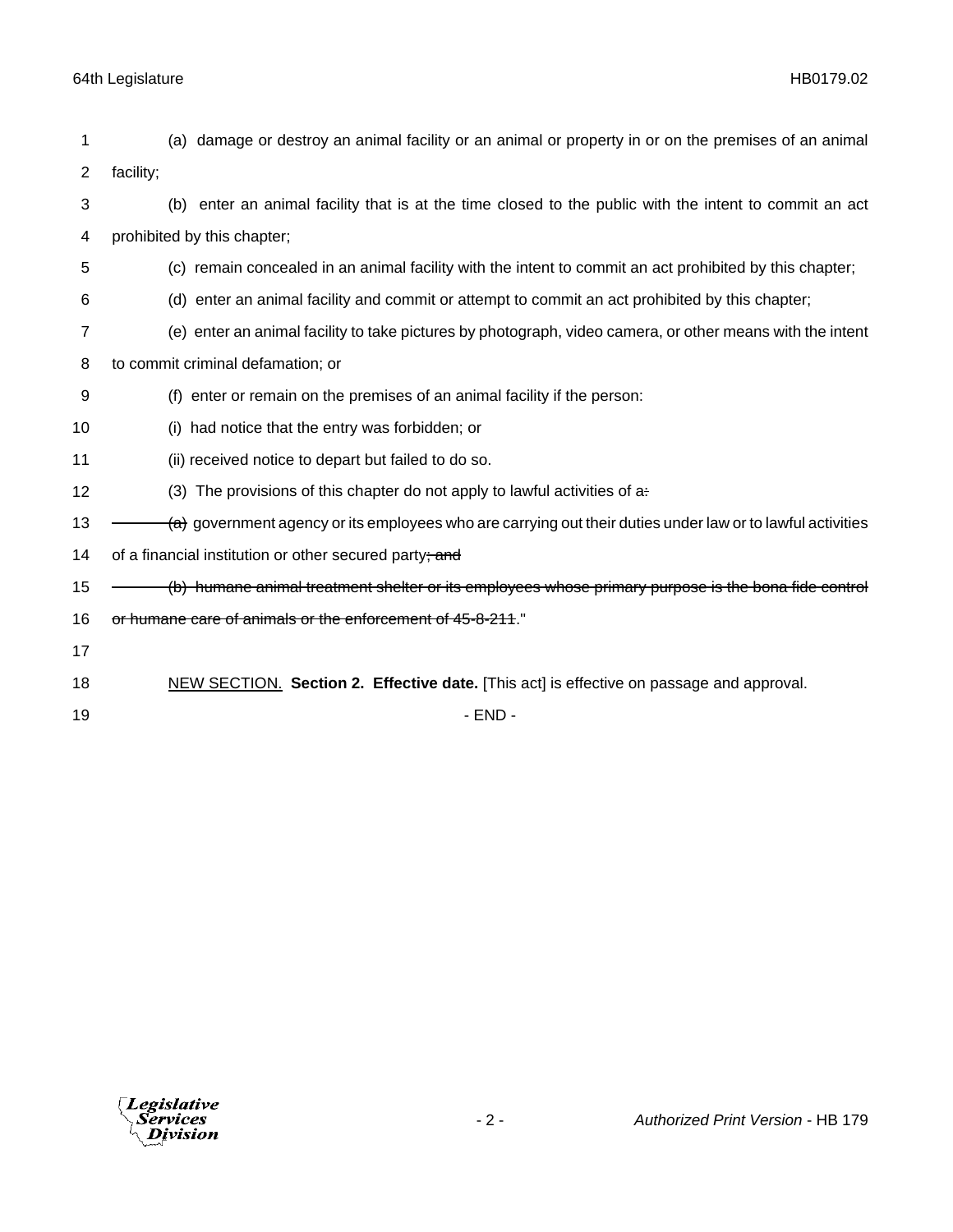(a) damage or destroy an animal facility or an animal or property in or on the premises of an animal facility;

(b) enter an animal facility that is at the time closed to the public with the intent to commit an act prohibited by this chapter;

(c) remain concealed in an animal facility with the intent to commit an act prohibited by this chapter;

(d) enter an animal facility and commit or attempt to commit an act prohibited by this chapter;

(e) enter an animal facility to take pictures by photograph, video camera, or other means with the intent to commit criminal defamation; or

(f) enter or remain on the premises of an animal facility if the person:

(i) had notice that the entry was forbidden; or

(ii) received notice to depart but failed to do so.

(3) The provisions of this chapter do not apply to lawful activities of a~~:~~

~~(a)~~ government agency or its employees who are carrying out their duties under law or to lawful activities of a financial institution or other secured party~~; and~~

~~(b) humane animal treatment shelter or its employees whose primary purpose is the bona fide control or humane care of animals or the enforcement of 45-8-211~~."

NEW SECTION. **Section 2. Effective date.** [This act] is effective on passage and approval.

\- END -